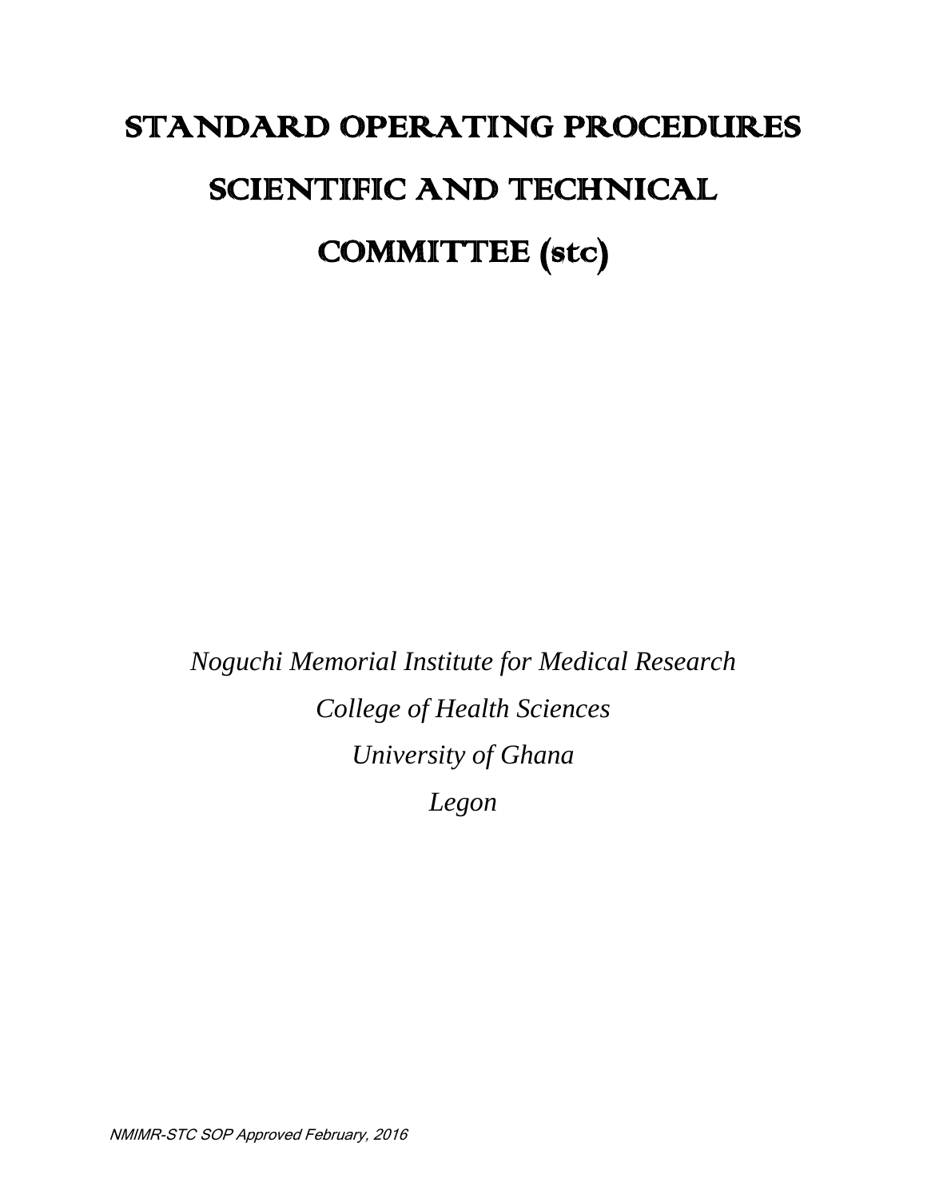# STANDARD OPERATING PROCEDURES

# SCIENTIFIC AND TECHNICAL

# COMMITTEE (stc)

*Noguchi Memorial Institute for Medical Research*

*College of Health Sciences*

*University of Ghana*

*Legon*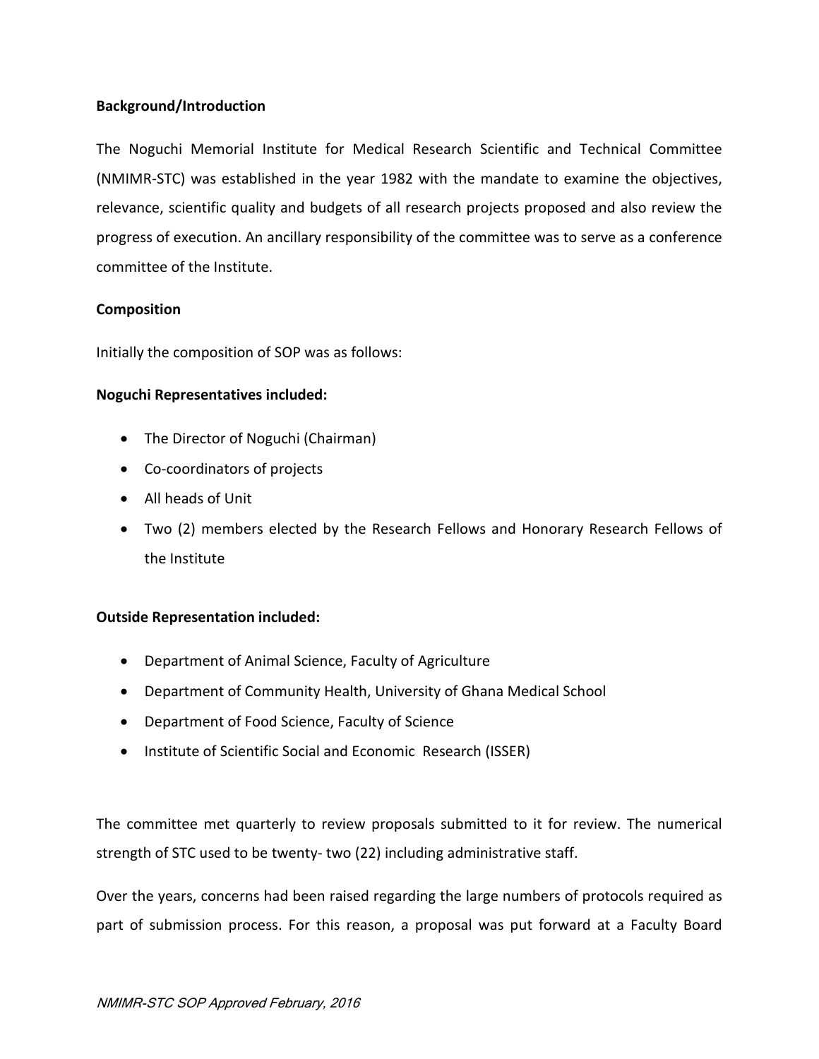**Background/Introduction**

The Noguchi Memorial Institute for Medical Research Scientific and Technical Committee (NMIMR-STC) was established in the year 1982 with the mandate to examine the objectives, relevance, scientific quality and budgets of all research projects proposed and also review the progress of execution. An ancillary responsibility of the committee was to serve as a conference committee of the Institute.

**Composition**

Initially the composition of SOP was as follows:

**Noguchi Representatives included:**

- The Director of Noguchi (Chairman)
- Co-coordinators of projects
- All heads of Unit
- Two (2) members elected by the Research Fellows and Honorary Research Fellows of the Institute

**Outside Representation included:**

- Department of Animal Science, Faculty of Agriculture
- Department of Community Health, University of Ghana Medical School
- Department of Food Science, Faculty of Science
- Institute of Scientific Social and Economic Research (ISSER)

The committee met quarterly to review proposals submitted to it for review. The numerical strength of STC used to be twenty- two (22) including administrative staff.

Over the years, concerns had been raised regarding the large numbers of protocols required as part of submission process. For this reason, a proposal was put forward at a Faculty Board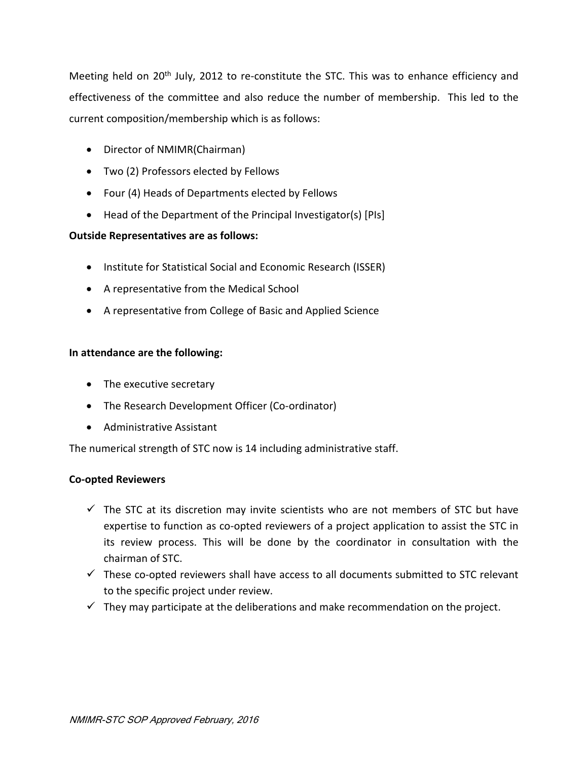Meeting held on 20th July, 2012 to re-constitute the STC. This was to enhance efficiency and effectiveness of the committee and also reduce the number of membership. This led to the current composition/membership which is as follows:

- Director of NMIMR(Chairman)
- Two (2) Professors elected by Fellows
- Four (4) Heads of Departments elected by Fellows
- Head of the Department of the Principal Investigator(s) [PIs]

**Outside Representatives are as follows:**

- Institute for Statistical Social and Economic Research (ISSER)
- A representative from the Medical School
- A representative from College of Basic and Applied Science

**In attendance are the following:**

- The executive secretary
- The Research Development Officer (Co-ordinator)
- Administrative Assistant

The numerical strength of STC now is 14 including administrative staff.

**Co-opted Reviewers**

- ✓ The STC at its discretion may invite scientists who are not members of STC but have expertise to function as co-opted reviewers of a project application to assist the STC in its review process. This will be done by the coordinator in consultation with the chairman of STC.
- ✓ These co-opted reviewers shall have access to all documents submitted to STC relevant to the specific project under review.
- ✓ They may participate at the deliberations and make recommendation on the project.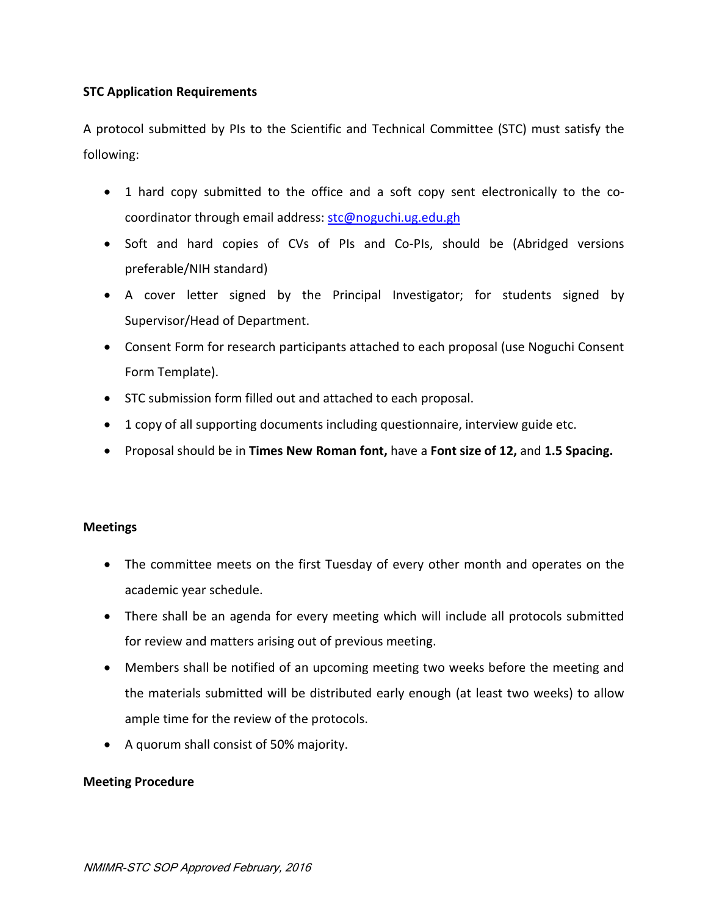**STC Application Requirements**

A protocol submitted by PIs to the Scientific and Technical Committee (STC) must satisfy the following:

- 1 hard copy submitted to the office and a soft copy sent electronically to the co-coordinator through email address: stc@noguchi.ug.edu.gh
- Soft and hard copies of CVs of PIs and Co-PIs, should be (Abridged versions preferable/NIH standard)
- A cover letter signed by the Principal Investigator; for students signed by Supervisor/Head of Department.
- Consent Form for research participants attached to each proposal (use Noguchi Consent Form Template).
- STC submission form filled out and attached to each proposal.
- 1 copy of all supporting documents including questionnaire, interview guide etc.
- Proposal should be in **Times New Roman font,** have a **Font size of 12,** and **1.5 Spacing.**

**Meetings**

- The committee meets on the first Tuesday of every other month and operates on the academic year schedule.
- There shall be an agenda for every meeting which will include all protocols submitted for review and matters arising out of previous meeting.
- Members shall be notified of an upcoming meeting two weeks before the meeting and the materials submitted will be distributed early enough (at least two weeks) to allow ample time for the review of the protocols.
- A quorum shall consist of 50% majority.

**Meeting Procedure**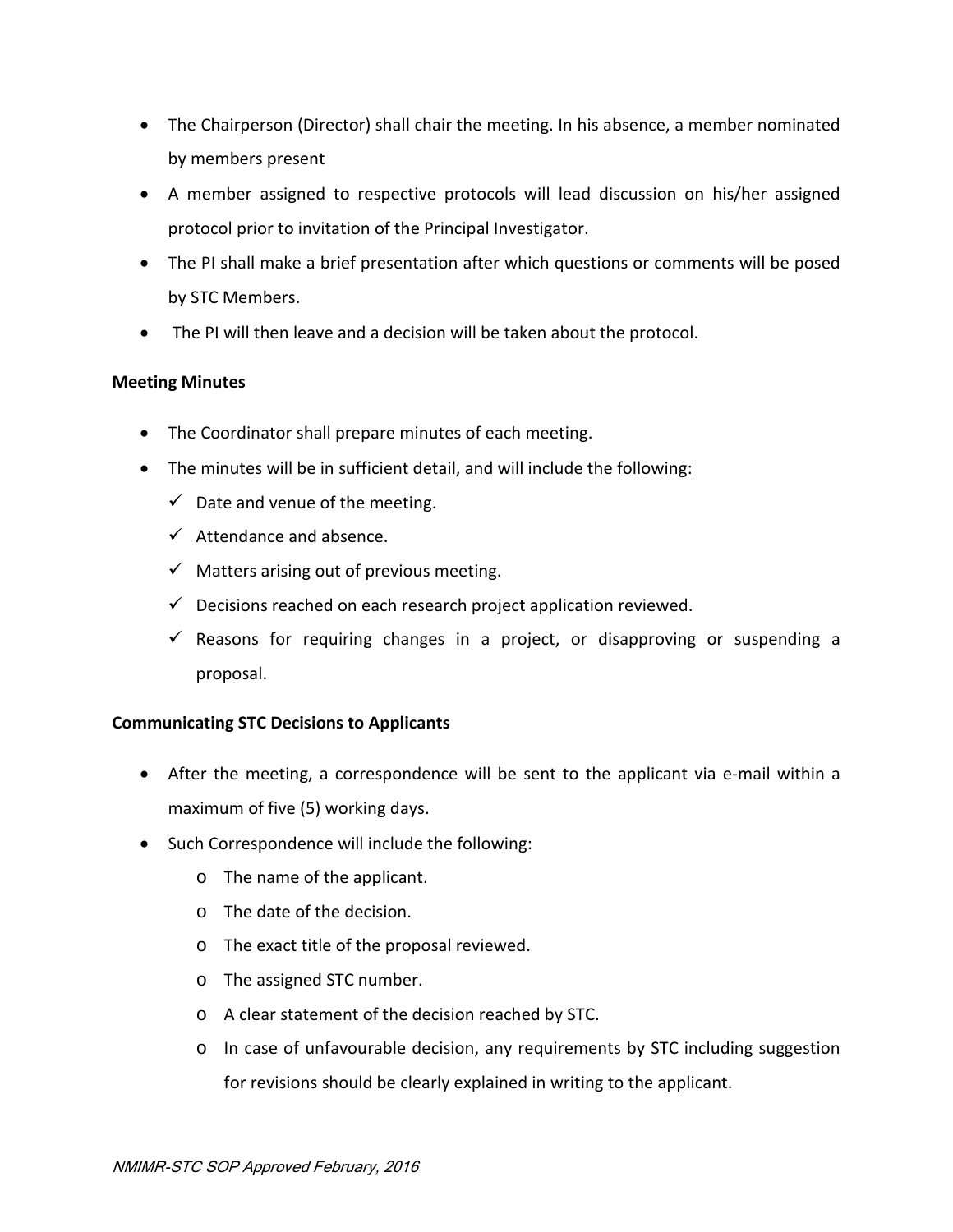- The Chairperson (Director) shall chair the meeting. In his absence, a member nominated by members present
- A member assigned to respective protocols will lead discussion on his/her assigned protocol prior to invitation of the Principal Investigator.
- The PI shall make a brief presentation after which questions or comments will be posed by STC Members.
- The PI will then leave and a decision will be taken about the protocol.

**Meeting Minutes**

- The Coordinator shall prepare minutes of each meeting.
- The minutes will be in sufficient detail, and will include the following:
  - ✓ Date and venue of the meeting.
  - ✓ Attendance and absence.
  - ✓ Matters arising out of previous meeting.
  - ✓ Decisions reached on each research project application reviewed.
  - ✓ Reasons for requiring changes in a project, or disapproving or suspending a proposal.

**Communicating STC Decisions to Applicants**

- After the meeting, a correspondence will be sent to the applicant via e-mail within a maximum of five (5) working days.
- Such Correspondence will include the following:
  - o The name of the applicant.
  - o The date of the decision.
  - o The exact title of the proposal reviewed.
  - o The assigned STC number.
  - o A clear statement of the decision reached by STC.
  - o In case of unfavourable decision, any requirements by STC including suggestion for revisions should be clearly explained in writing to the applicant.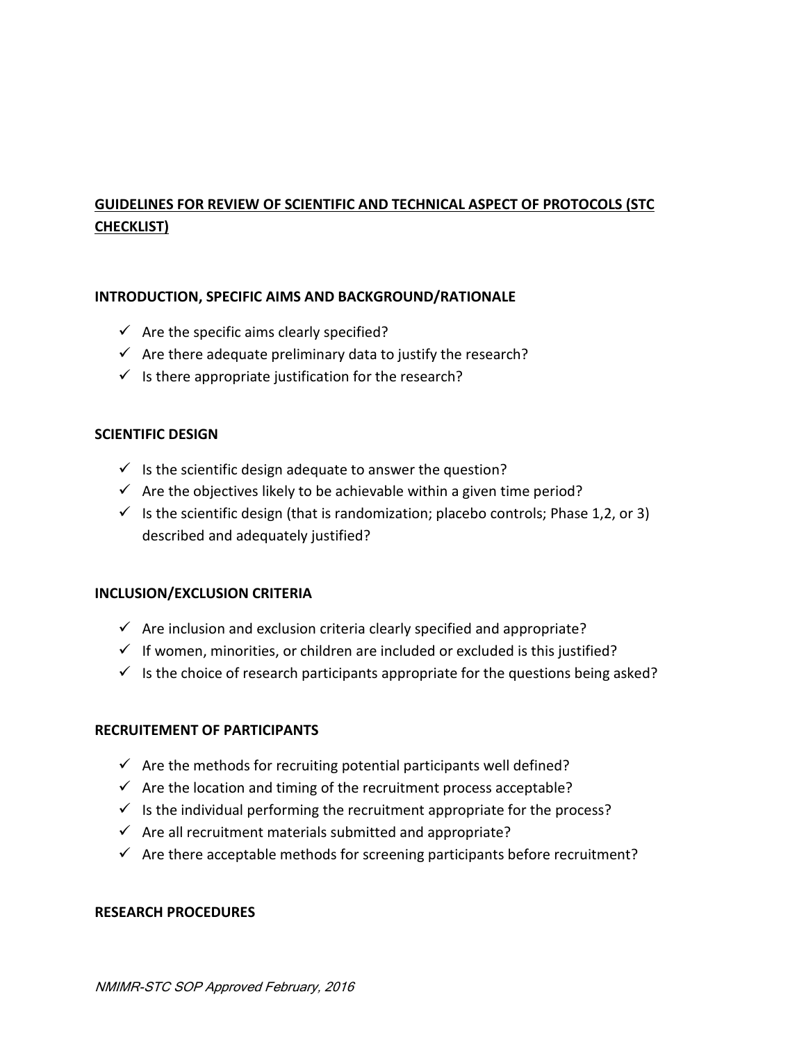## GUIDELINES FOR REVIEW OF SCIENTIFIC AND TECHNICAL ASPECT OF PROTOCOLS (STC CHECKLIST)

### INTRODUCTION, SPECIFIC AIMS AND BACKGROUND/RATIONALE

- ✓ Are the specific aims clearly specified?
- ✓ Are there adequate preliminary data to justify the research?
- ✓ Is there appropriate justification for the research?

### SCIENTIFIC DESIGN

- ✓ Is the scientific design adequate to answer the question?
- ✓ Are the objectives likely to be achievable within a given time period?
- ✓ Is the scientific design (that is randomization; placebo controls; Phase 1,2, or 3) described and adequately justified?

### INCLUSION/EXCLUSION CRITERIA

- ✓ Are inclusion and exclusion criteria clearly specified and appropriate?
- ✓ If women, minorities, or children are included or excluded is this justified?
- ✓ Is the choice of research participants appropriate for the questions being asked?

### RECRUITEMENT OF PARTICIPANTS

- ✓ Are the methods for recruiting potential participants well defined?
- ✓ Are the location and timing of the recruitment process acceptable?
- ✓ Is the individual performing the recruitment appropriate for the process?
- ✓ Are all recruitment materials submitted and appropriate?
- ✓ Are there acceptable methods for screening participants before recruitment?

### RESEARCH PROCEDURES

*NMIMR-STC SOP Approved February, 2016*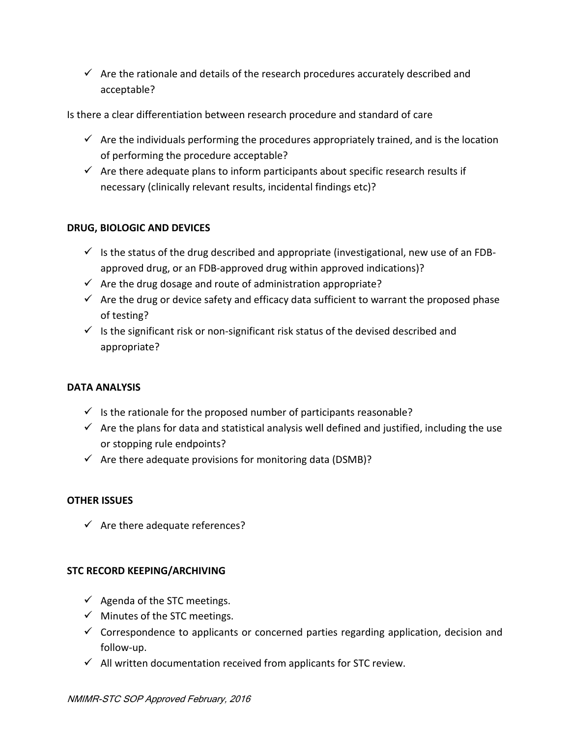- ✓ Are the rationale and details of the research procedures accurately described and acceptable?

Is there a clear differentiation between research procedure and standard of care

- ✓ Are the individuals performing the procedures appropriately trained, and is the location of performing the procedure acceptable?
- ✓ Are there adequate plans to inform participants about specific research results if necessary (clinically relevant results, incidental findings etc)?

**DRUG, BIOLOGIC AND DEVICES**

- ✓ Is the status of the drug described and appropriate (investigational, new use of an FDB-approved drug, or an FDB-approved drug within approved indications)?
- ✓ Are the drug dosage and route of administration appropriate?
- ✓ Are the drug or device safety and efficacy data sufficient to warrant the proposed phase of testing?
- ✓ Is the significant risk or non-significant risk status of the devised described and appropriate?

**DATA ANALYSIS**

- ✓ Is the rationale for the proposed number of participants reasonable?
- ✓ Are the plans for data and statistical analysis well defined and justified, including the use or stopping rule endpoints?
- ✓ Are there adequate provisions for monitoring data (DSMB)?

**OTHER ISSUES**

- ✓ Are there adequate references?

**STC RECORD KEEPING/ARCHIVING**

- ✓ Agenda of the STC meetings.
- ✓ Minutes of the STC meetings.
- ✓ Correspondence to applicants or concerned parties regarding application, decision and follow-up.
- ✓ All written documentation received from applicants for STC review.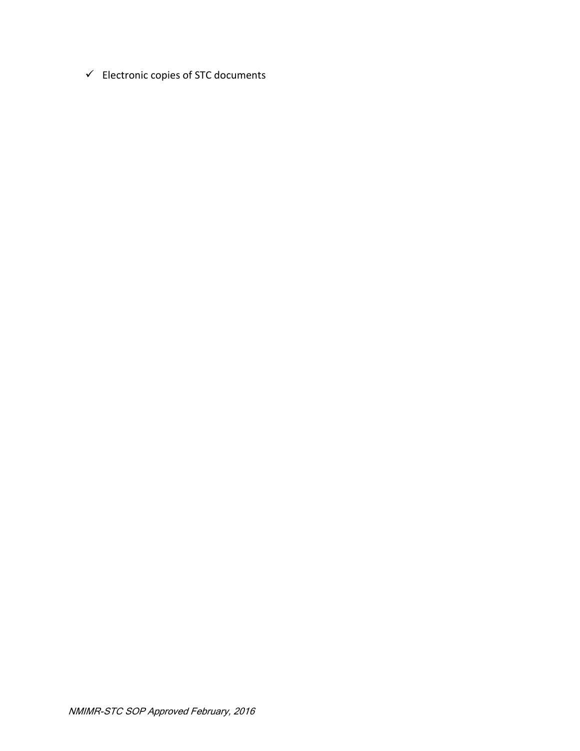- ✓ Electronic copies of STC documents